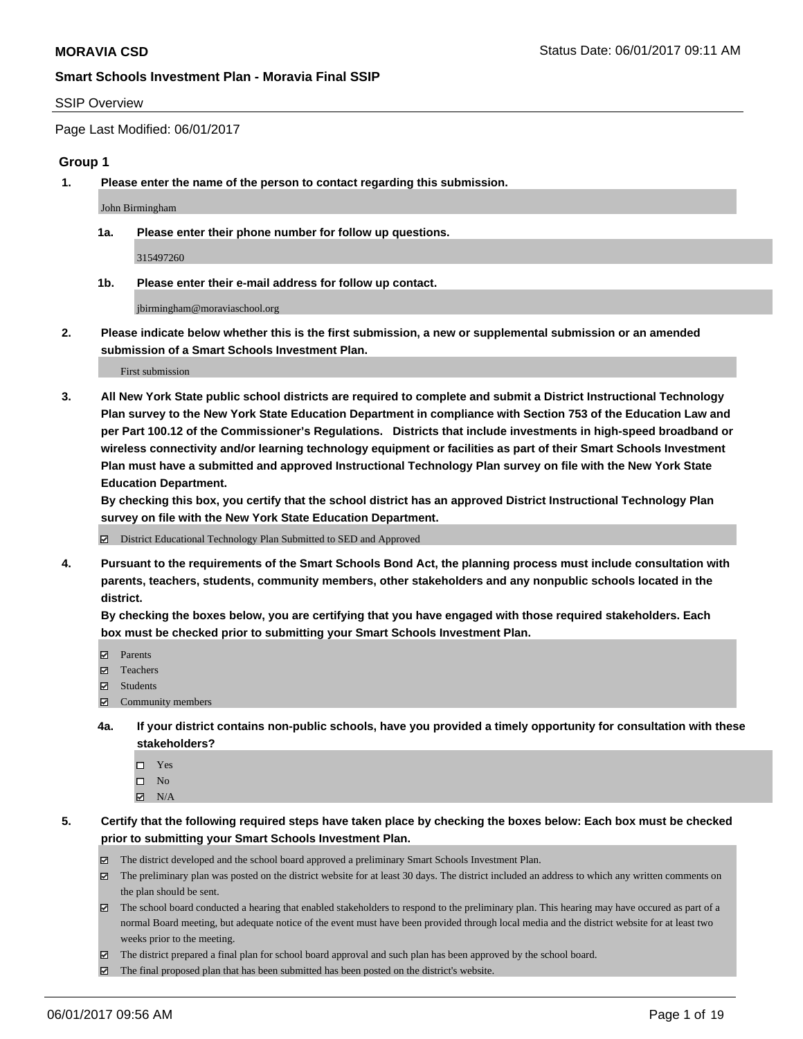**MORAVIA CSD** Status Date: 06/01/2017 09:11 AM

**Smart Schools Investment Plan - Moravia Final SSIP**

SSIP Overview

Page Last Modified: 06/01/2017

## Group 1

1. **Please enter the name of the person to contact regarding this submission.**

   John Birmingham

   1a. **Please enter their phone number for follow up questions.**

   315497260

   1b. **Please enter their e-mail address for follow up contact.**

   jbirmingham@moraviaschool.org

2. **Please indicate below whether this is the first submission, a new or supplemental submission or an amended submission of a Smart Schools Investment Plan.**

   First submission

3. **All New York State public school districts are required to complete and submit a District Instructional Technology Plan survey to the New York State Education Department in compliance with Section 753 of the Education Law and per Part 100.12 of the Commissioner's Regulations. Districts that include investments in high-speed broadband or wireless connectivity and/or learning technology equipment or facilities as part of their Smart Schools Investment Plan must have a submitted and approved Instructional Technology Plan survey on file with the New York State Education Department.**
   **By checking this box, you certify that the school district has an approved District Instructional Technology Plan survey on file with the New York State Education Department.**

   ☑ District Educational Technology Plan Submitted to SED and Approved

4. **Pursuant to the requirements of the Smart Schools Bond Act, the planning process must include consultation with parents, teachers, students, community members, other stakeholders and any nonpublic schools located in the district.**
   **By checking the boxes below, you are certifying that you have engaged with those required stakeholders. Each box must be checked prior to submitting your Smart Schools Investment Plan.**

   ☑ Parents
   ☑ Teachers
   ☑ Students
   ☑ Community members

   4a. **If your district contains non-public schools, have you provided a timely opportunity for consultation with these stakeholders?**

   ☐ Yes
   ☐ No
   ☑ N/A

5. **Certify that the following required steps have taken place by checking the boxes below: Each box must be checked prior to submitting your Smart Schools Investment Plan.**

   ☑ The district developed and the school board approved a preliminary Smart Schools Investment Plan.
   ☑ The preliminary plan was posted on the district website for at least 30 days. The district included an address to which any written comments on the plan should be sent.
   ☑ The school board conducted a hearing that enabled stakeholders to respond to the preliminary plan. This hearing may have occured as part of a normal Board meeting, but adequate notice of the event must have been provided through local media and the district website for at least two weeks prior to the meeting.
   ☑ The district prepared a final plan for school board approval and such plan has been approved by the school board.
   ☑ The final proposed plan that has been submitted has been posted on the district's website.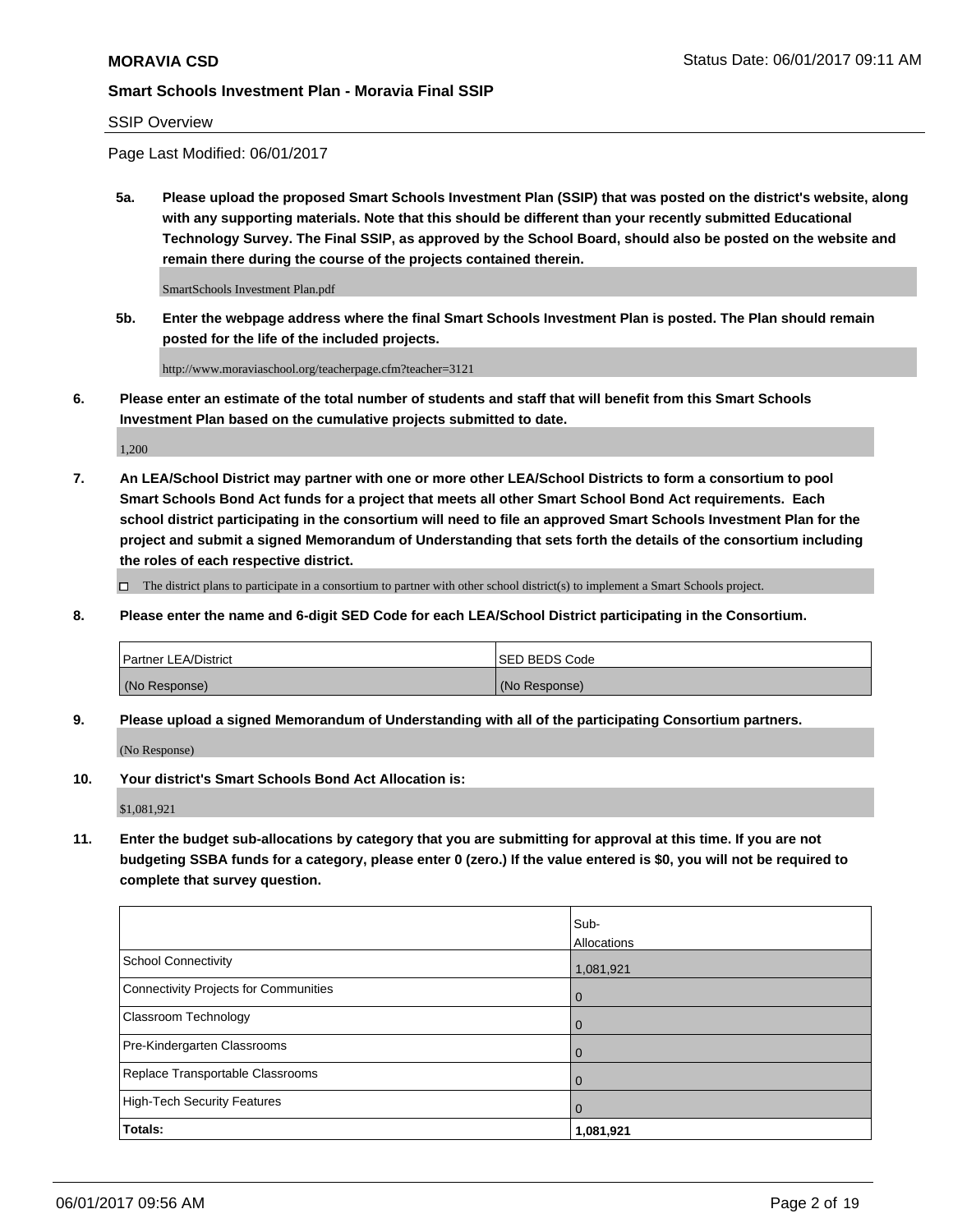**MORAVIA CSD** Status Date: 06/01/2017 09:11 AM

**Smart Schools Investment Plan - Moravia Final SSIP**

SSIP Overview

Page Last Modified: 06/01/2017

**5a. Please upload the proposed Smart Schools Investment Plan (SSIP) that was posted on the district's website, along with any supporting materials. Note that this should be different than your recently submitted Educational Technology Survey. The Final SSIP, as approved by the School Board, should also be posted on the website and remain there during the course of the projects contained therein.**

SmartSchools Investment Plan.pdf

**5b. Enter the webpage address where the final Smart Schools Investment Plan is posted. The Plan should remain posted for the life of the included projects.**

http://www.moraviaschool.org/teacherpage.cfm?teacher=3121

**6. Please enter an estimate of the total number of students and staff that will benefit from this Smart Schools Investment Plan based on the cumulative projects submitted to date.**

1,200

**7. An LEA/School District may partner with one or more other LEA/School Districts to form a consortium to pool Smart Schools Bond Act funds for a project that meets all other Smart School Bond Act requirements. Each school district participating in the consortium will need to file an approved Smart Schools Investment Plan for the project and submit a signed Memorandum of Understanding that sets forth the details of the consortium including the roles of each respective district.**

☐ The district plans to participate in a consortium to partner with other school district(s) to implement a Smart Schools project.

**8. Please enter the name and 6-digit SED Code for each LEA/School District participating in the Consortium.**

| Partner LEA/District | SED BEDS Code |
|---|---|
| (No Response) | (No Response) |

**9. Please upload a signed Memorandum of Understanding with all of the participating Consortium partners.**

(No Response)

**10. Your district's Smart Schools Bond Act Allocation is:**

$1,081,921

**11. Enter the budget sub-allocations by category that you are submitting for approval at this time. If you are not budgeting SSBA funds for a category, please enter 0 (zero.) If the value entered is $0, you will not be required to complete that survey question.**

| | Sub-Allocations |
|---|---|
| School Connectivity | 1,081,921 |
| Connectivity Projects for Communities | 0 |
| Classroom Technology | 0 |
| Pre-Kindergarten Classrooms | 0 |
| Replace Transportable Classrooms | 0 |
| High-Tech Security Features | 0 |
| **Totals:** | **1,081,921** |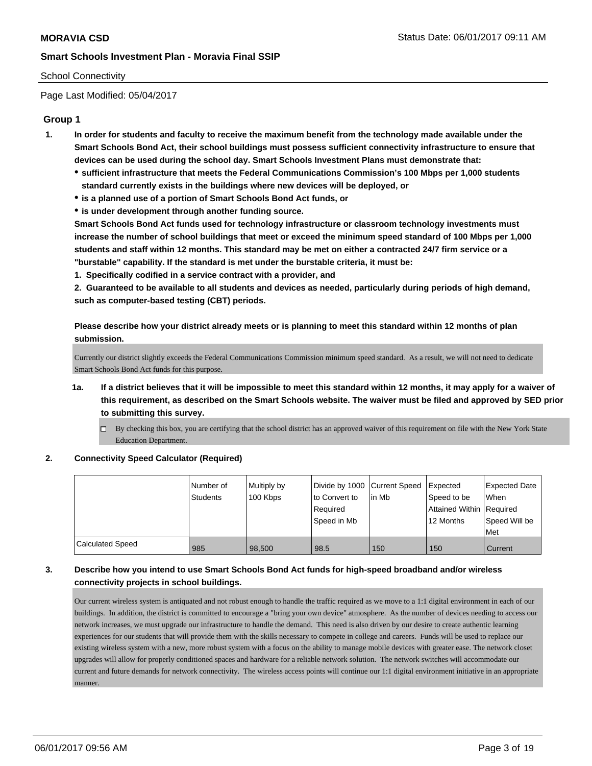School Connectivity

Page Last Modified: 05/04/2017

## Group 1

1. **In order for students and faculty to receive the maximum benefit from the technology made available under the Smart Schools Bond Act, their school buildings must possess sufficient connectivity infrastructure to ensure that devices can be used during the school day. Smart Schools Investment Plans must demonstrate that:**
   - **sufficient infrastructure that meets the Federal Communications Commission's 100 Mbps per 1,000 students standard currently exists in the buildings where new devices will be deployed, or**
   - **is a planned use of a portion of Smart Schools Bond Act funds, or**
   - **is under development through another funding source.**

   **Smart Schools Bond Act funds used for technology infrastructure or classroom technology investments must increase the number of school buildings that meet or exceed the minimum speed standard of 100 Mbps per 1,000 students and staff within 12 months. This standard may be met on either a contracted 24/7 firm service or a "burstable" capability. If the standard is met under the burstable criteria, it must be:**

   **1. Specifically codified in a service contract with a provider, and**

   **2. Guaranteed to be available to all students and devices as needed, particularly during periods of high demand, such as computer-based testing (CBT) periods.**

   **Please describe how your district already meets or is planning to meet this standard within 12 months of plan submission.**

   Currently our district slightly exceeds the Federal Communications Commission minimum speed standard. As a result, we will not need to dedicate Smart Schools Bond Act funds for this purpose.

   1a. **If a district believes that it will be impossible to meet this standard within 12 months, it may apply for a waiver of this requirement, as described on the Smart Schools website. The waiver must be filed and approved by SED prior to submitting this survey.**

   - [ ] By checking this box, you are certifying that the school district has an approved waiver of this requirement on file with the New York State Education Department.

2. **Connectivity Speed Calculator (Required)**

| | Number of Students | Multiply by 100 Kbps | Divide by 1000 to Convert to Required Speed in Mb | Current Speed in Mb | Expected Speed to be Attained Within 12 Months | Expected Date When Required Speed Will be Met |
|---|---|---|---|---|---|---|
| Calculated Speed | 985 | 98,500 | 98.5 | 150 | 150 | Current |

3. **Describe how you intend to use Smart Schools Bond Act funds for high-speed broadband and/or wireless connectivity projects in school buildings.**

   Our current wireless system is antiquated and not robust enough to handle the traffic required as we move to a 1:1 digital environment in each of our buildings. In addition, the district is committed to encourage a "bring your own device" atmosphere. As the number of devices needing to access our network increases, we must upgrade our infrastructure to handle the demand. This need is also driven by our desire to create authentic learning experiences for our students that will provide them with the skills necessary to compete in college and careers. Funds will be used to replace our existing wireless system with a new, more robust system with a focus on the ability to manage mobile devices with greater ease. The network closet upgrades will allow for properly conditioned spaces and hardware for a reliable network solution. The network switches will accommodate our current and future demands for network connectivity. The wireless access points will continue our 1:1 digital environment initiative in an appropriate manner.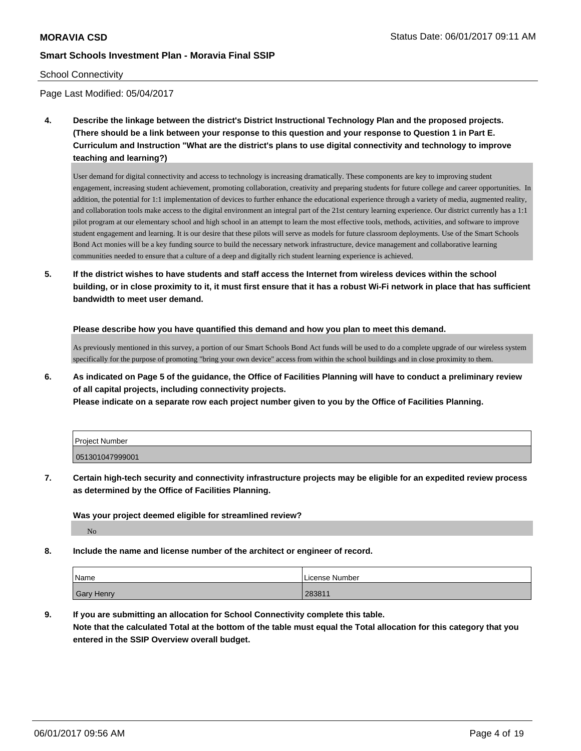School Connectivity

Page Last Modified: 05/04/2017

**4. Describe the linkage between the district's District Instructional Technology Plan and the proposed projects. (There should be a link between your response to this question and your response to Question 1 in Part E. Curriculum and Instruction "What are the district's plans to use digital connectivity and technology to improve teaching and learning?)**

User demand for digital connectivity and access to technology is increasing dramatically. These components are key to improving student engagement, increasing student achievement, promoting collaboration, creativity and preparing students for future college and career opportunities. In addition, the potential for 1:1 implementation of devices to further enhance the educational experience through a variety of media, augmented reality, and collaboration tools make access to the digital environment an integral part of the 21st century learning experience. Our district currently has a 1:1 pilot program at our elementary school and high school in an attempt to learn the most effective tools, methods, activities, and software to improve student engagement and learning. It is our desire that these pilots will serve as models for future classroom deployments. Use of the Smart Schools Bond Act monies will be a key funding source to build the necessary network infrastructure, device management and collaborative learning communities needed to ensure that a culture of a deep and digitally rich student learning experience is achieved.

**5. If the district wishes to have students and staff access the Internet from wireless devices within the school building, or in close proximity to it, it must first ensure that it has a robust Wi-Fi network in place that has sufficient bandwidth to meet user demand.**

**Please describe how you have quantified this demand and how you plan to meet this demand.**

As previously mentioned in this survey, a portion of our Smart Schools Bond Act funds will be used to do a complete upgrade of our wireless system specifically for the purpose of promoting "bring your own device" access from within the school buildings and in close proximity to them.

**6. As indicated on Page 5 of the guidance, the Office of Facilities Planning will have to conduct a preliminary review of all capital projects, including connectivity projects.**
**Please indicate on a separate row each project number given to you by the Office of Facilities Planning.**

| Project Number |
| --- |
| 051301047999001 |

**7. Certain high-tech security and connectivity infrastructure projects may be eligible for an expedited review process as determined by the Office of Facilities Planning.**

**Was your project deemed eligible for streamlined review?**

No

**8. Include the name and license number of the architect or engineer of record.**

| Name | License Number |
| --- | --- |
| Gary Henry | 283811 |

**9. If you are submitting an allocation for School Connectivity complete this table.**
**Note that the calculated Total at the bottom of the table must equal the Total allocation for this category that you entered in the SSIP Overview overall budget.**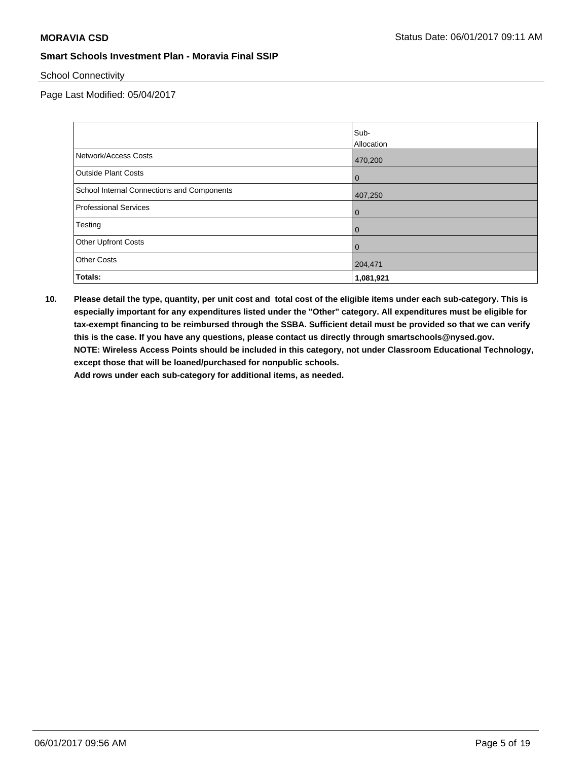**MORAVIA CSD**

Status Date: 06/01/2017 09:11 AM

**Smart Schools Investment Plan - Moravia Final SSIP**

School Connectivity

Page Last Modified: 05/04/2017

| | Sub-Allocation |
|---|---|
| Network/Access Costs | 470,200 |
| Outside Plant Costs | 0 |
| School Internal Connections and Components | 407,250 |
| Professional Services | 0 |
| Testing | 0 |
| Other Upfront Costs | 0 |
| Other Costs | 204,471 |
| **Totals:** | **1,081,921** |

**10. Please detail the type, quantity, per unit cost and total cost of the eligible items under each sub-category. This is especially important for any expenditures listed under the "Other" category. All expenditures must be eligible for tax-exempt financing to be reimbursed through the SSBA. Sufficient detail must be provided so that we can verify this is the case. If you have any questions, please contact us directly through smartschools@nysed.gov.**
**NOTE: Wireless Access Points should be included in this category, not under Classroom Educational Technology, except those that will be loaned/purchased for nonpublic schools.**
**Add rows under each sub-category for additional items, as needed.**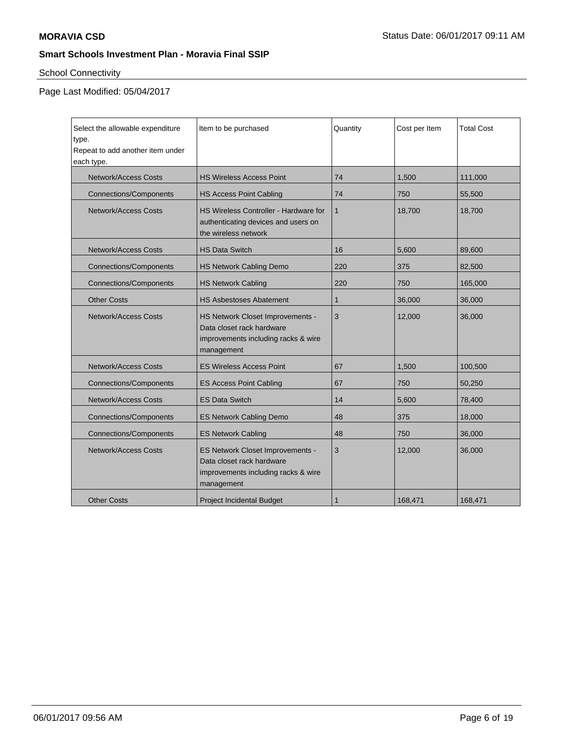**MORAVIA CSD**

**Smart Schools Investment Plan - Moravia Final SSIP**

School Connectivity

Page Last Modified: 05/04/2017

| Select the allowable expenditure type. Repeat to add another item under each type. | Item to be purchased | Quantity | Cost per Item | Total Cost |
| --- | --- | --- | --- | --- |
| Network/Access Costs | HS Wireless Access Point | 74 | 1,500 | 111,000 |
| Connections/Components | HS Access Point Cabling | 74 | 750 | 55,500 |
| Network/Access Costs | HS Wireless Controller - Hardware for authenticating devices and users on the wireless network | 1 | 18,700 | 18,700 |
| Network/Access Costs | HS Data Switch | 16 | 5,600 | 89,600 |
| Connections/Components | HS Network Cabling Demo | 220 | 375 | 82,500 |
| Connections/Components | HS Network Cabling | 220 | 750 | 165,000 |
| Other Costs | HS Asbestoses Abatement | 1 | 36,000 | 36,000 |
| Network/Access Costs | HS Network Closet Improvements - Data closet rack hardware improvements including racks & wire management | 3 | 12,000 | 36,000 |
| Network/Access Costs | ES Wireless Access Point | 67 | 1,500 | 100,500 |
| Connections/Components | ES Access Point Cabling | 67 | 750 | 50,250 |
| Network/Access Costs | ES Data Switch | 14 | 5,600 | 78,400 |
| Connections/Components | ES Network Cabling Demo | 48 | 375 | 18,000 |
| Connections/Components | ES Network Cabling | 48 | 750 | 36,000 |
| Network/Access Costs | ES Network Closet Improvements - Data closet rack hardware improvements including racks & wire management | 3 | 12,000 | 36,000 |
| Other Costs | Project Incidental Budget | 1 | 168,471 | 168,471 |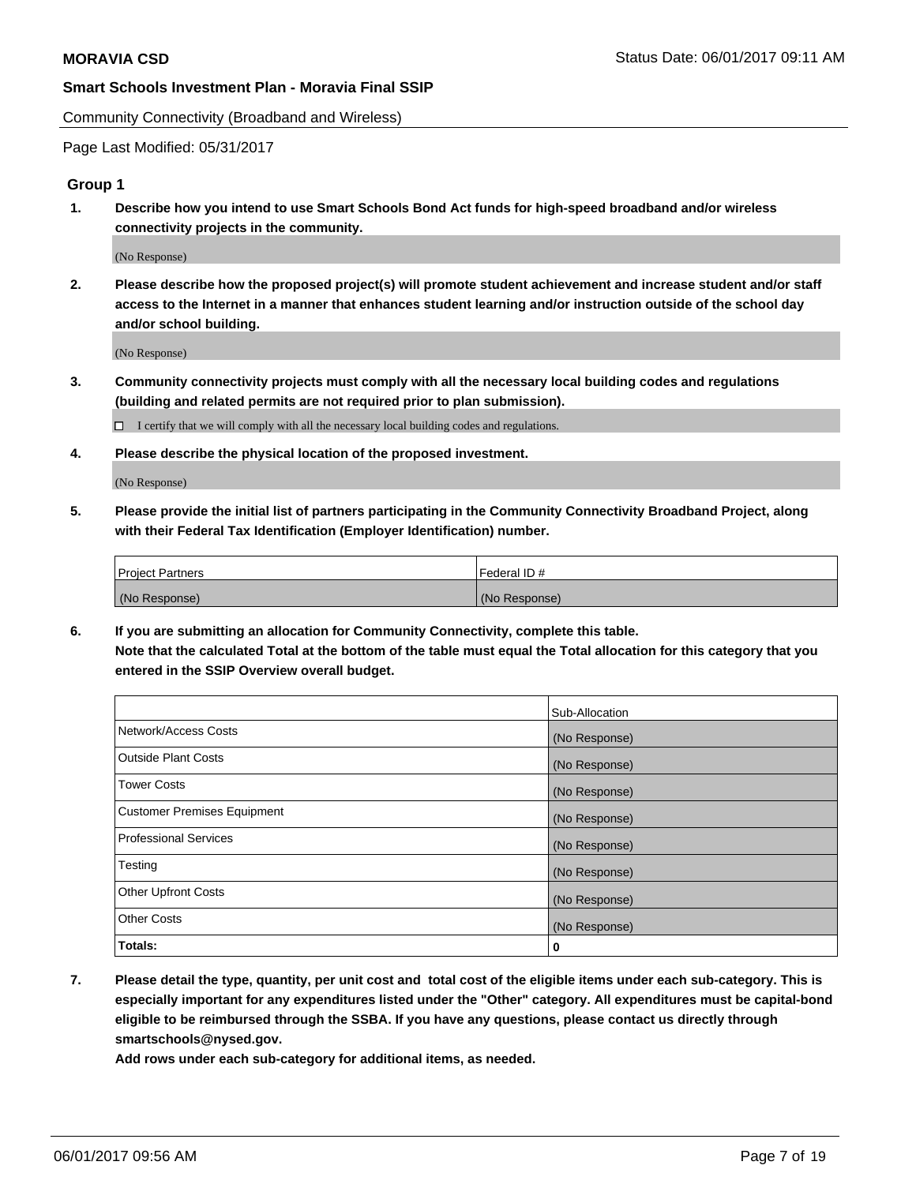**MORAVIA CSD**

Status Date: 06/01/2017 09:11 AM

**Smart Schools Investment Plan - Moravia Final SSIP**

Community Connectivity (Broadband and Wireless)

Page Last Modified: 05/31/2017

### Group 1

**1. Describe how you intend to use Smart Schools Bond Act funds for high-speed broadband and/or wireless connectivity projects in the community.**

(No Response)

**2. Please describe how the proposed project(s) will promote student achievement and increase student and/or staff access to the Internet in a manner that enhances student learning and/or instruction outside of the school day and/or school building.**

(No Response)

**3. Community connectivity projects must comply with all the necessary local building codes and regulations (building and related permits are not required prior to plan submission).**

☐ I certify that we will comply with all the necessary local building codes and regulations.

**4. Please describe the physical location of the proposed investment.**

(No Response)

**5. Please provide the initial list of partners participating in the Community Connectivity Broadband Project, along with their Federal Tax Identification (Employer Identification) number.**

| Project Partners | Federal ID # |
|---|---|
| (No Response) | (No Response) |

**6. If you are submitting an allocation for Community Connectivity, complete this table.**
**Note that the calculated Total at the bottom of the table must equal the Total allocation for this category that you entered in the SSIP Overview overall budget.**

| | Sub-Allocation |
|---|---|
| Network/Access Costs | (No Response) |
| Outside Plant Costs | (No Response) |
| Tower Costs | (No Response) |
| Customer Premises Equipment | (No Response) |
| Professional Services | (No Response) |
| Testing | (No Response) |
| Other Upfront Costs | (No Response) |
| Other Costs | (No Response) |
| **Totals:** | **0** |

**7. Please detail the type, quantity, per unit cost and total cost of the eligible items under each sub-category. This is especially important for any expenditures listed under the "Other" category. All expenditures must be capital-bond eligible to be reimbursed through the SSBA. If you have any questions, please contact us directly through smartschools@nysed.gov.**
**Add rows under each sub-category for additional items, as needed.**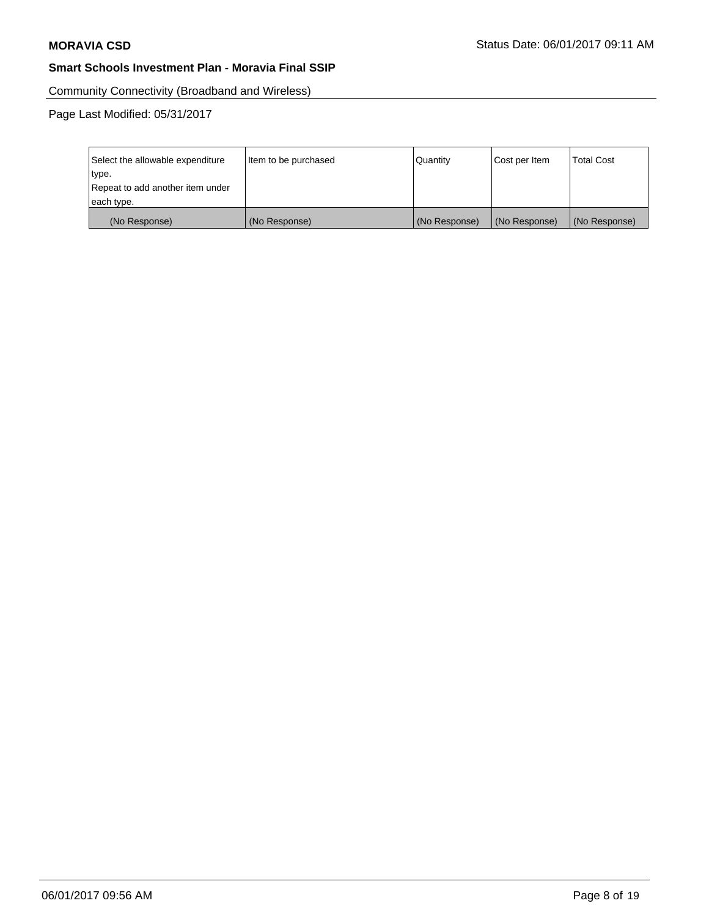**MORAVIA CSD**

**Smart Schools Investment Plan - Moravia Final SSIP**

Community Connectivity (Broadband and Wireless)

Page Last Modified: 05/31/2017

| Select the allowable expenditure type.<br>Repeat to add another item under each type. | Item to be purchased | Quantity | Cost per Item | Total Cost |
|---|---|---|---|---|
| (No Response) | (No Response) | (No Response) | (No Response) | (No Response) |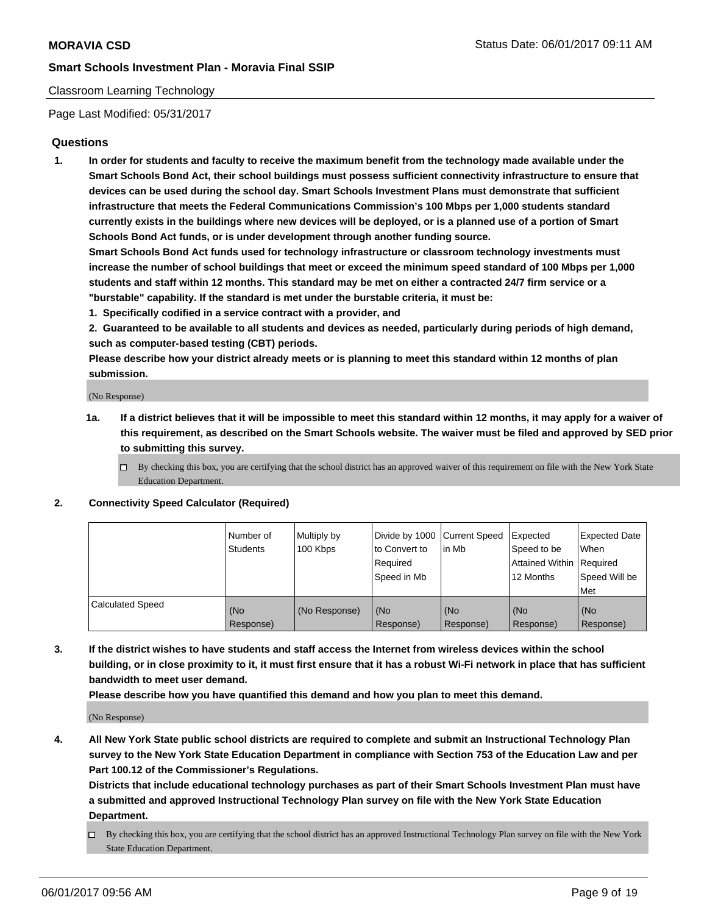MORAVIA CSD Status Date: 06/01/2017 09:11 AM

**Smart Schools Investment Plan - Moravia Final SSIP**

Classroom Learning Technology

Page Last Modified: 05/31/2017

## Questions

1. **In order for students and faculty to receive the maximum benefit from the technology made available under the Smart Schools Bond Act, their school buildings must possess sufficient connectivity infrastructure to ensure that devices can be used during the school day. Smart Schools Investment Plans must demonstrate that sufficient infrastructure that meets the Federal Communications Commission's 100 Mbps per 1,000 students standard currently exists in the buildings where new devices will be deployed, or is a planned use of a portion of Smart Schools Bond Act funds, or is under development through another funding source.**

   **Smart Schools Bond Act funds used for technology infrastructure or classroom technology investments must increase the number of school buildings that meet or exceed the minimum speed standard of 100 Mbps per 1,000 students and staff within 12 months. This standard may be met on either a contracted 24/7 firm service or a "burstable" capability. If the standard is met under the burstable criteria, it must be:**

   **1. Specifically codified in a service contract with a provider, and**

   **2. Guaranteed to be available to all students and devices as needed, particularly during periods of high demand, such as computer-based testing (CBT) periods.**

   **Please describe how your district already meets or is planning to meet this standard within 12 months of plan submission.**

   (No Response)

   **1a. If a district believes that it will be impossible to meet this standard within 12 months, it may apply for a waiver of this requirement, as described on the Smart Schools website. The waiver must be filed and approved by SED prior to submitting this survey.**

   ☐ By checking this box, you are certifying that the school district has an approved waiver of this requirement on file with the New York State Education Department.

2. **Connectivity Speed Calculator (Required)**

| | Number of Students | Multiply by 100 Kbps | Divide by 1000 to Convert to Required Speed in Mb | Current Speed in Mb | Expected Speed to be Attained Within 12 Months | Expected Date When Required Speed Will be Met |
|---|---|---|---|---|---|---|
| Calculated Speed | (No Response) | (No Response) | (No Response) | (No Response) | (No Response) | (No Response) |

3. **If the district wishes to have students and staff access the Internet from wireless devices within the school building, or in close proximity to it, it must first ensure that it has a robust Wi-Fi network in place that has sufficient bandwidth to meet user demand.**

   **Please describe how you have quantified this demand and how you plan to meet this demand.**

   (No Response)

4. **All New York State public school districts are required to complete and submit an Instructional Technology Plan survey to the New York State Education Department in compliance with Section 753 of the Education Law and per Part 100.12 of the Commissioner's Regulations.**

   **Districts that include educational technology purchases as part of their Smart Schools Investment Plan must have a submitted and approved Instructional Technology Plan survey on file with the New York State Education Department.**

   ☐ By checking this box, you are certifying that the school district has an approved Instructional Technology Plan survey on file with the New York State Education Department.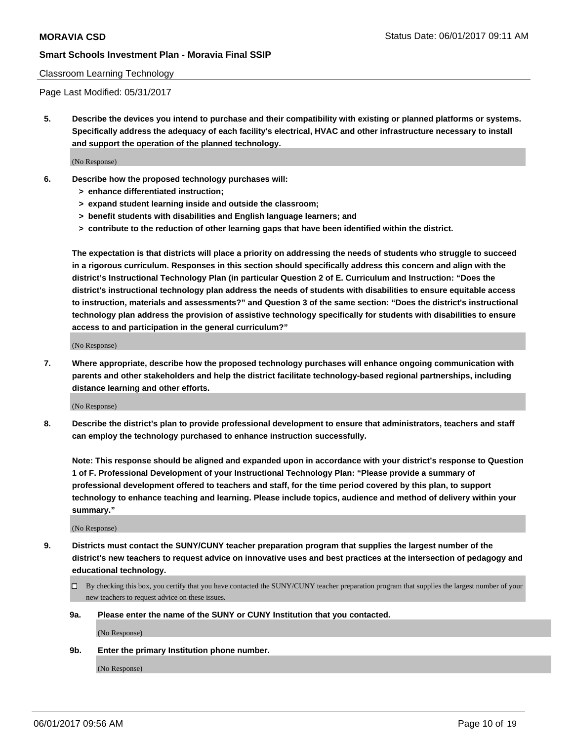Classroom Learning Technology

Page Last Modified: 05/31/2017

**5. Describe the devices you intend to purchase and their compatibility with existing or planned platforms or systems. Specifically address the adequacy of each facility's electrical, HVAC and other infrastructure necessary to install and support the operation of the planned technology.**

(No Response)

**6. Describe how the proposed technology purchases will:**
- **> enhance differentiated instruction;**
- **> expand student learning inside and outside the classroom;**
- **> benefit students with disabilities and English language learners; and**
- **> contribute to the reduction of other learning gaps that have been identified within the district.**

**The expectation is that districts will place a priority on addressing the needs of students who struggle to succeed in a rigorous curriculum. Responses in this section should specifically address this concern and align with the district's Instructional Technology Plan (in particular Question 2 of E. Curriculum and Instruction: "Does the district's instructional technology plan address the needs of students with disabilities to ensure equitable access to instruction, materials and assessments?" and Question 3 of the same section: "Does the district's instructional technology plan address the provision of assistive technology specifically for students with disabilities to ensure access to and participation in the general curriculum?"**

(No Response)

**7. Where appropriate, describe how the proposed technology purchases will enhance ongoing communication with parents and other stakeholders and help the district facilitate technology-based regional partnerships, including distance learning and other efforts.**

(No Response)

**8. Describe the district's plan to provide professional development to ensure that administrators, teachers and staff can employ the technology purchased to enhance instruction successfully.**

**Note: This response should be aligned and expanded upon in accordance with your district's response to Question 1 of F. Professional Development of your Instructional Technology Plan: "Please provide a summary of professional development offered to teachers and staff, for the time period covered by this plan, to support technology to enhance teaching and learning. Please include topics, audience and method of delivery within your summary."**

(No Response)

**9. Districts must contact the SUNY/CUNY teacher preparation program that supplies the largest number of the district's new teachers to request advice on innovative uses and best practices at the intersection of pedagogy and educational technology.**

☐ By checking this box, you certify that you have contacted the SUNY/CUNY teacher preparation program that supplies the largest number of your new teachers to request advice on these issues.

**9a. Please enter the name of the SUNY or CUNY Institution that you contacted.**

(No Response)

**9b. Enter the primary Institution phone number.**

(No Response)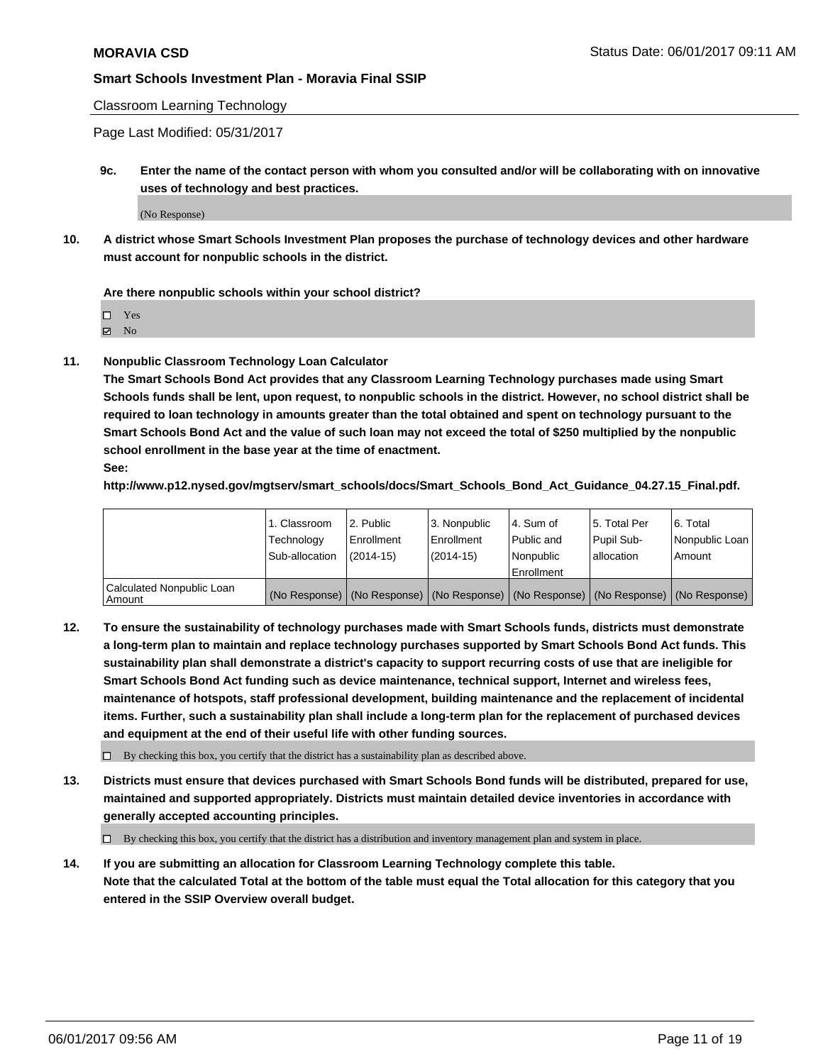Classroom Learning Technology

Page Last Modified: 05/31/2017

**9c. Enter the name of the contact person with whom you consulted and/or will be collaborating with on innovative uses of technology and best practices.**

(No Response)

**10. A district whose Smart Schools Investment Plan proposes the purchase of technology devices and other hardware must account for nonpublic schools in the district.**

**Are there nonpublic schools within your school district?**

☐ Yes
☑ No

**11. Nonpublic Classroom Technology Loan Calculator**
**The Smart Schools Bond Act provides that any Classroom Learning Technology purchases made using Smart Schools funds shall be lent, upon request, to nonpublic schools in the district. However, no school district shall be required to loan technology in amounts greater than the total obtained and spent on technology pursuant to the Smart Schools Bond Act and the value of such loan may not exceed the total of $250 multiplied by the nonpublic school enrollment in the base year at the time of enactment.**
**See:**
**http://www.p12.nysed.gov/mgtserv/smart_schools/docs/Smart_Schools_Bond_Act_Guidance_04.27.15_Final.pdf.**

| | 1. Classroom Technology Sub-allocation | 2. Public Enrollment (2014-15) | 3. Nonpublic Enrollment (2014-15) | 4. Sum of Public and Nonpublic Enrollment | 5. Total Per Pupil Sub-allocation | 6. Total Nonpublic Loan Amount |
|---|---|---|---|---|---|---|
| Calculated Nonpublic Loan Amount | (No Response) | (No Response) | (No Response) | (No Response) | (No Response) | (No Response) |

**12. To ensure the sustainability of technology purchases made with Smart Schools funds, districts must demonstrate a long-term plan to maintain and replace technology purchases supported by Smart Schools Bond Act funds. This sustainability plan shall demonstrate a district's capacity to support recurring costs of use that are ineligible for Smart Schools Bond Act funding such as device maintenance, technical support, Internet and wireless fees, maintenance of hotspots, staff professional development, building maintenance and the replacement of incidental items. Further, such a sustainability plan shall include a long-term plan for the replacement of purchased devices and equipment at the end of their useful life with other funding sources.**

☐ By checking this box, you certify that the district has a sustainability plan as described above.

**13. Districts must ensure that devices purchased with Smart Schools Bond funds will be distributed, prepared for use, maintained and supported appropriately. Districts must maintain detailed device inventories in accordance with generally accepted accounting principles.**

☐ By checking this box, you certify that the district has a distribution and inventory management plan and system in place.

**14. If you are submitting an allocation for Classroom Learning Technology complete this table.**
**Note that the calculated Total at the bottom of the table must equal the Total allocation for this category that you entered in the SSIP Overview overall budget.**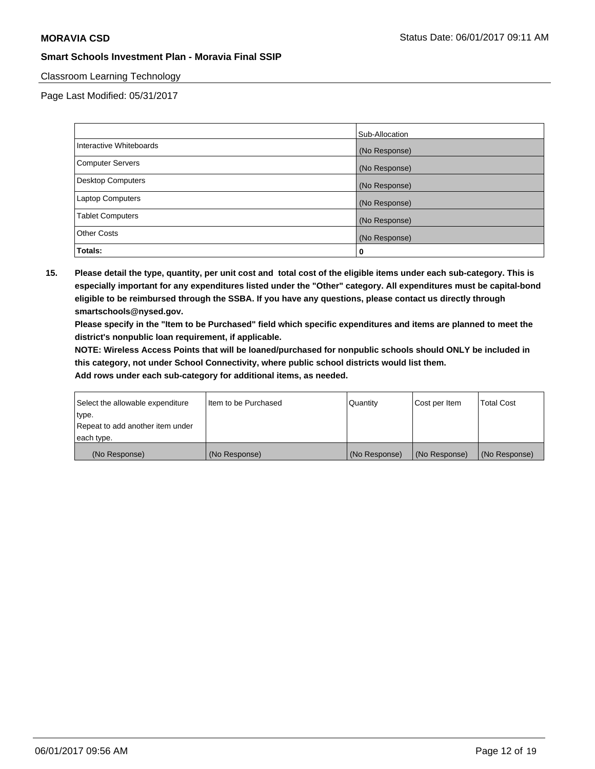## Classroom Learning Technology

Page Last Modified: 05/31/2017

| | Sub-Allocation |
|---|---|
| Interactive Whiteboards | (No Response) |
| Computer Servers | (No Response) |
| Desktop Computers | (No Response) |
| Laptop Computers | (No Response) |
| Tablet Computers | (No Response) |
| Other Costs | (No Response) |
| **Totals:** | **0** |

**15. Please detail the type, quantity, per unit cost and total cost of the eligible items under each sub-category. This is especially important for any expenditures listed under the "Other" category. All expenditures must be capital-bond eligible to be reimbursed through the SSBA. If you have any questions, please contact us directly through smartschools@nysed.gov.**

**Please specify in the "Item to be Purchased" field which specific expenditures and items are planned to meet the district's nonpublic loan requirement, if applicable.**

**NOTE: Wireless Access Points that will be loaned/purchased for nonpublic schools should ONLY be included in this category, not under School Connectivity, where public school districts would list them.**

**Add rows under each sub-category for additional items, as needed.**

| Select the allowable expenditure type. Repeat to add another item under each type. | Item to be Purchased | Quantity | Cost per Item | Total Cost |
|---|---|---|---|---|
| (No Response) | (No Response) | (No Response) | (No Response) | (No Response) |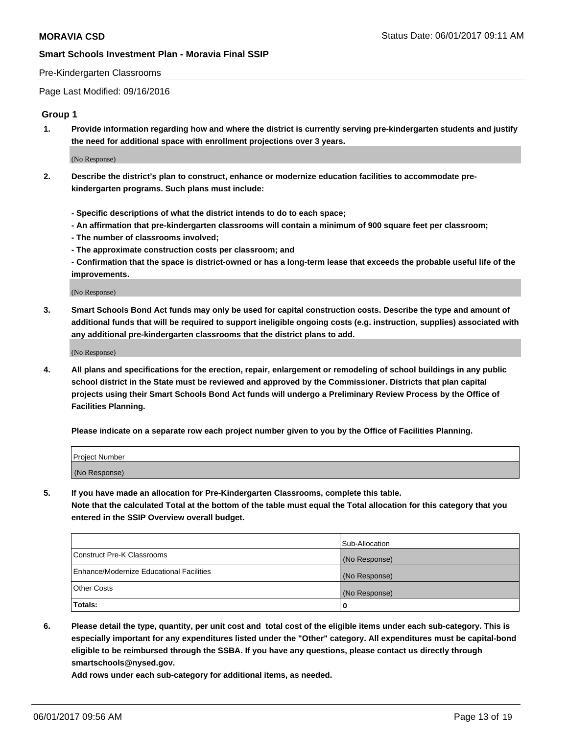Pre-Kindergarten Classrooms

Page Last Modified: 09/16/2016

## Group 1

1. **Provide information regarding how and where the district is currently serving pre-kindergarten students and justify the need for additional space with enrollment projections over 3 years.**

   (No Response)

2. **Describe the district's plan to construct, enhance or modernize education facilities to accommodate pre-kindergarten programs. Such plans must include:**

   **- Specific descriptions of what the district intends to do to each space;**
   **- An affirmation that pre-kindergarten classrooms will contain a minimum of 900 square feet per classroom;**
   **- The number of classrooms involved;**
   **- The approximate construction costs per classroom; and**
   **- Confirmation that the space is district-owned or has a long-term lease that exceeds the probable useful life of the improvements.**

   (No Response)

3. **Smart Schools Bond Act funds may only be used for capital construction costs. Describe the type and amount of additional funds that will be required to support ineligible ongoing costs (e.g. instruction, supplies) associated with any additional pre-kindergarten classrooms that the district plans to add.**

   (No Response)

4. **All plans and specifications for the erection, repair, enlargement or remodeling of school buildings in any public school district in the State must be reviewed and approved by the Commissioner. Districts that plan capital projects using their Smart Schools Bond Act funds will undergo a Preliminary Review Process by the Office of Facilities Planning.**

   **Please indicate on a separate row each project number given to you by the Office of Facilities Planning.**

| Project Number |
|---|
| (No Response) |

5. **If you have made an allocation for Pre-Kindergarten Classrooms, complete this table.**
   **Note that the calculated Total at the bottom of the table must equal the Total allocation for this category that you entered in the SSIP Overview overall budget.**

| | Sub-Allocation |
|---|---|
| Construct Pre-K Classrooms | (No Response) |
| Enhance/Modernize Educational Facilities | (No Response) |
| Other Costs | (No Response) |
| **Totals:** | **0** |

6. **Please detail the type, quantity, per unit cost and total cost of the eligible items under each sub-category. This is especially important for any expenditures listed under the "Other" category. All expenditures must be capital-bond eligible to be reimbursed through the SSBA. If you have any questions, please contact us directly through smartschools@nysed.gov.**

   **Add rows under each sub-category for additional items, as needed.**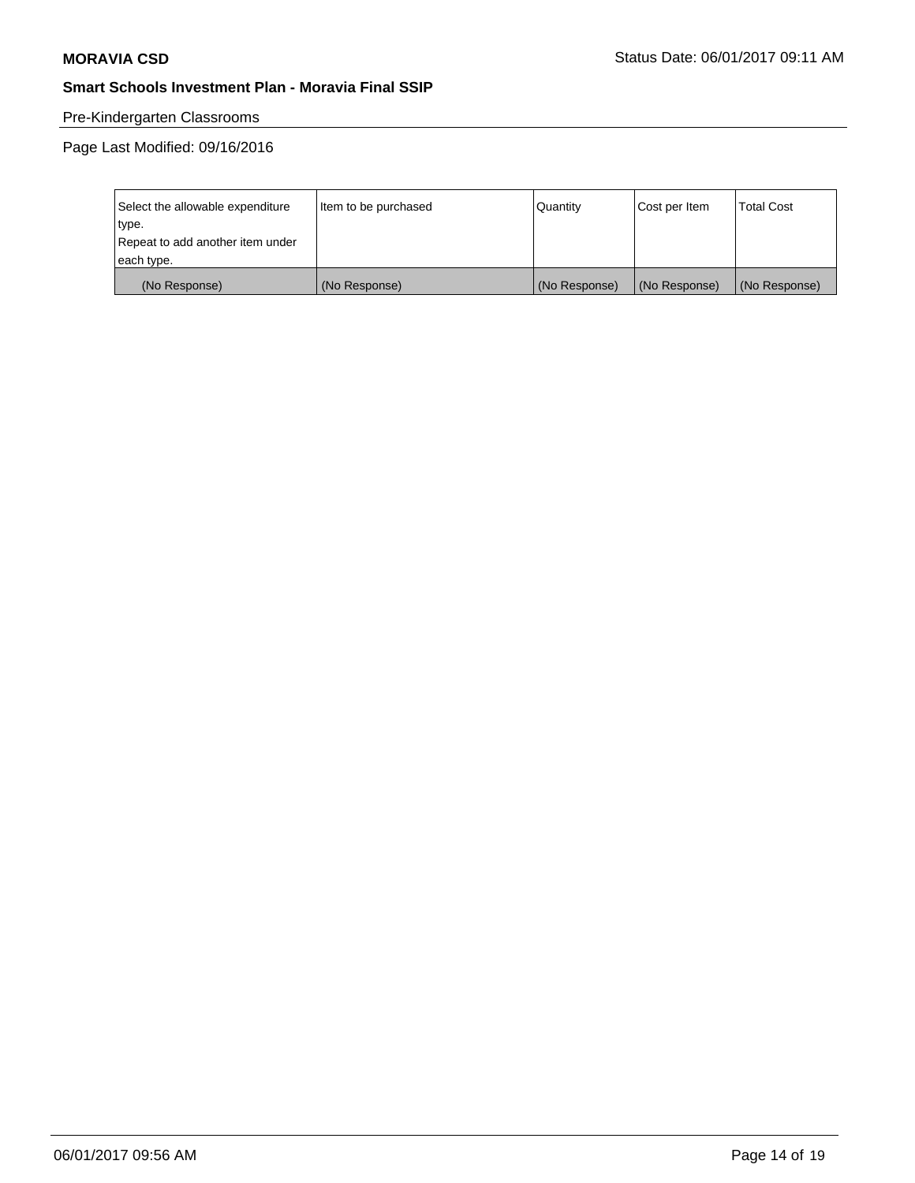Pre-Kindergarten Classrooms

Page Last Modified: 09/16/2016

| Select the allowable expenditure type.<br>Repeat to add another item under each type. | Item to be purchased | Quantity | Cost per Item | Total Cost |
|---|---|---|---|---|
| (No Response) | (No Response) | (No Response) | (No Response) | (No Response) |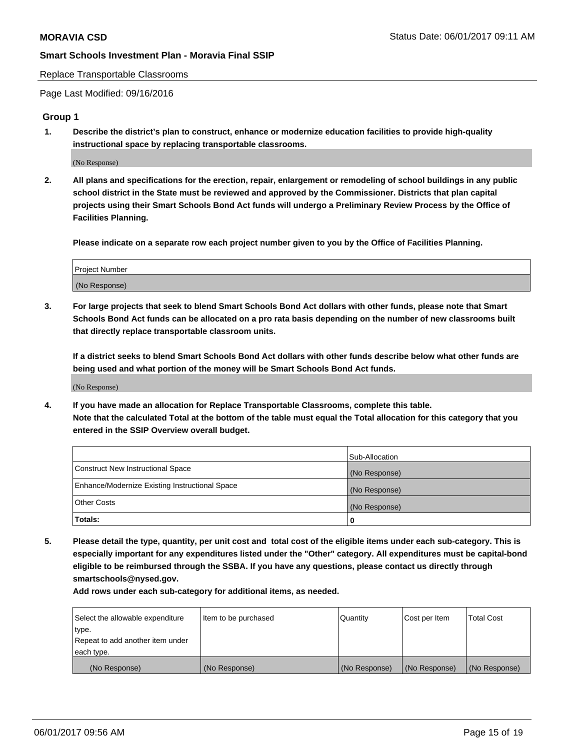Replace Transportable Classrooms

Page Last Modified: 09/16/2016

## Group 1

**1. Describe the district's plan to construct, enhance or modernize education facilities to provide high-quality instructional space by replacing transportable classrooms.**

(No Response)

**2. All plans and specifications for the erection, repair, enlargement or remodeling of school buildings in any public school district in the State must be reviewed and approved by the Commissioner. Districts that plan capital projects using their Smart Schools Bond Act funds will undergo a Preliminary Review Process by the Office of Facilities Planning.**

**Please indicate on a separate row each project number given to you by the Office of Facilities Planning.**

| Project Number |
|---|
| (No Response) |

**3. For large projects that seek to blend Smart Schools Bond Act dollars with other funds, please note that Smart Schools Bond Act funds can be allocated on a pro rata basis depending on the number of new classrooms built that directly replace transportable classroom units.**

**If a district seeks to blend Smart Schools Bond Act dollars with other funds describe below what other funds are being used and what portion of the money will be Smart Schools Bond Act funds.**

(No Response)

**4. If you have made an allocation for Replace Transportable Classrooms, complete this table.**
**Note that the calculated Total at the bottom of the table must equal the Total allocation for this category that you entered in the SSIP Overview overall budget.**

| | Sub-Allocation |
|---|---|
| Construct New Instructional Space | (No Response) |
| Enhance/Modernize Existing Instructional Space | (No Response) |
| Other Costs | (No Response) |
| **Totals:** | **0** |

**5. Please detail the type, quantity, per unit cost and total cost of the eligible items under each sub-category. This is especially important for any expenditures listed under the "Other" category. All expenditures must be capital-bond eligible to be reimbursed through the SSBA. If you have any questions, please contact us directly through smartschools@nysed.gov.**

**Add rows under each sub-category for additional items, as needed.**

| Select the allowable expenditure type. Repeat to add another item under each type. | Item to be purchased | Quantity | Cost per Item | Total Cost |
|---|---|---|---|---|
| (No Response) | (No Response) | (No Response) | (No Response) | (No Response) |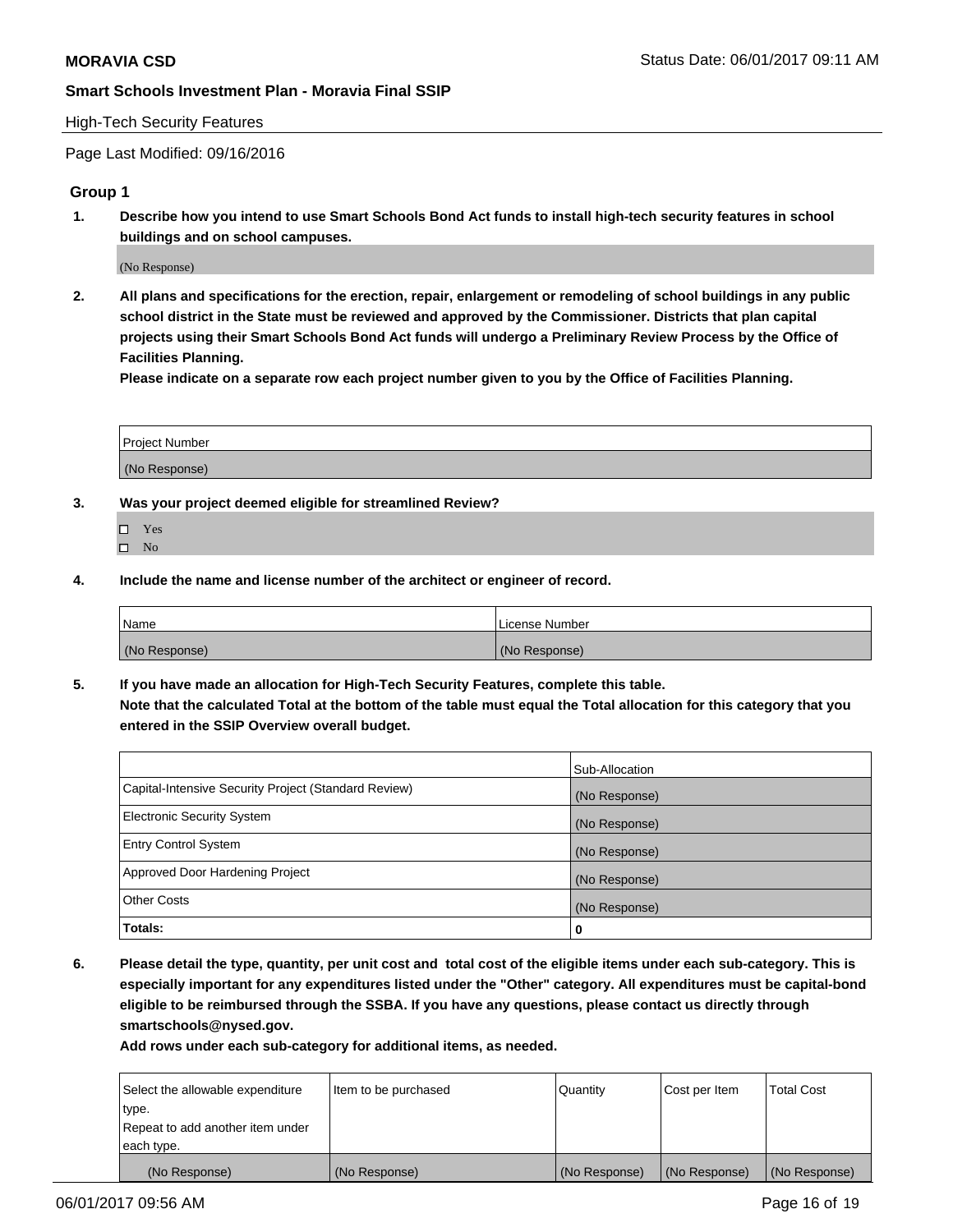**MORAVIA CSD** Status Date: 06/01/2017 09:11 AM

**Smart Schools Investment Plan - Moravia Final SSIP**

High-Tech Security Features

Page Last Modified: 09/16/2016

### Group 1

1. **Describe how you intend to use Smart Schools Bond Act funds to install high-tech security features in school buildings and on school campuses.**

   (No Response)

2. **All plans and specifications for the erection, repair, enlargement or remodeling of school buildings in any public school district in the State must be reviewed and approved by the Commissioner. Districts that plan capital projects using their Smart Schools Bond Act funds will undergo a Preliminary Review Process by the Office of Facilities Planning.**

   **Please indicate on a separate row each project number given to you by the Office of Facilities Planning.**

| Project Number |
| --- |
| (No Response) |

3. **Was your project deemed eligible for streamlined Review?**

   ☐ Yes
   ☐ No

4. **Include the name and license number of the architect or engineer of record.**

| Name | License Number |
| --- | --- |
| (No Response) | (No Response) |

5. **If you have made an allocation for High-Tech Security Features, complete this table.**
   **Note that the calculated Total at the bottom of the table must equal the Total allocation for this category that you entered in the SSIP Overview overall budget.**

| | Sub-Allocation |
| --- | --- |
| Capital-Intensive Security Project (Standard Review) | (No Response) |
| Electronic Security System | (No Response) |
| Entry Control System | (No Response) |
| Approved Door Hardening Project | (No Response) |
| Other Costs | (No Response) |
| **Totals:** | **0** |

6. **Please detail the type, quantity, per unit cost and total cost of the eligible items under each sub-category. This is especially important for any expenditures listed under the "Other" category. All expenditures must be capital-bond eligible to be reimbursed through the SSBA. If you have any questions, please contact us directly through smartschools@nysed.gov.**

   **Add rows under each sub-category for additional items, as needed.**

| Select the allowable expenditure type. Repeat to add another item under each type. | Item to be purchased | Quantity | Cost per Item | Total Cost |
| --- | --- | --- | --- | --- |
| (No Response) | (No Response) | (No Response) | (No Response) | (No Response) |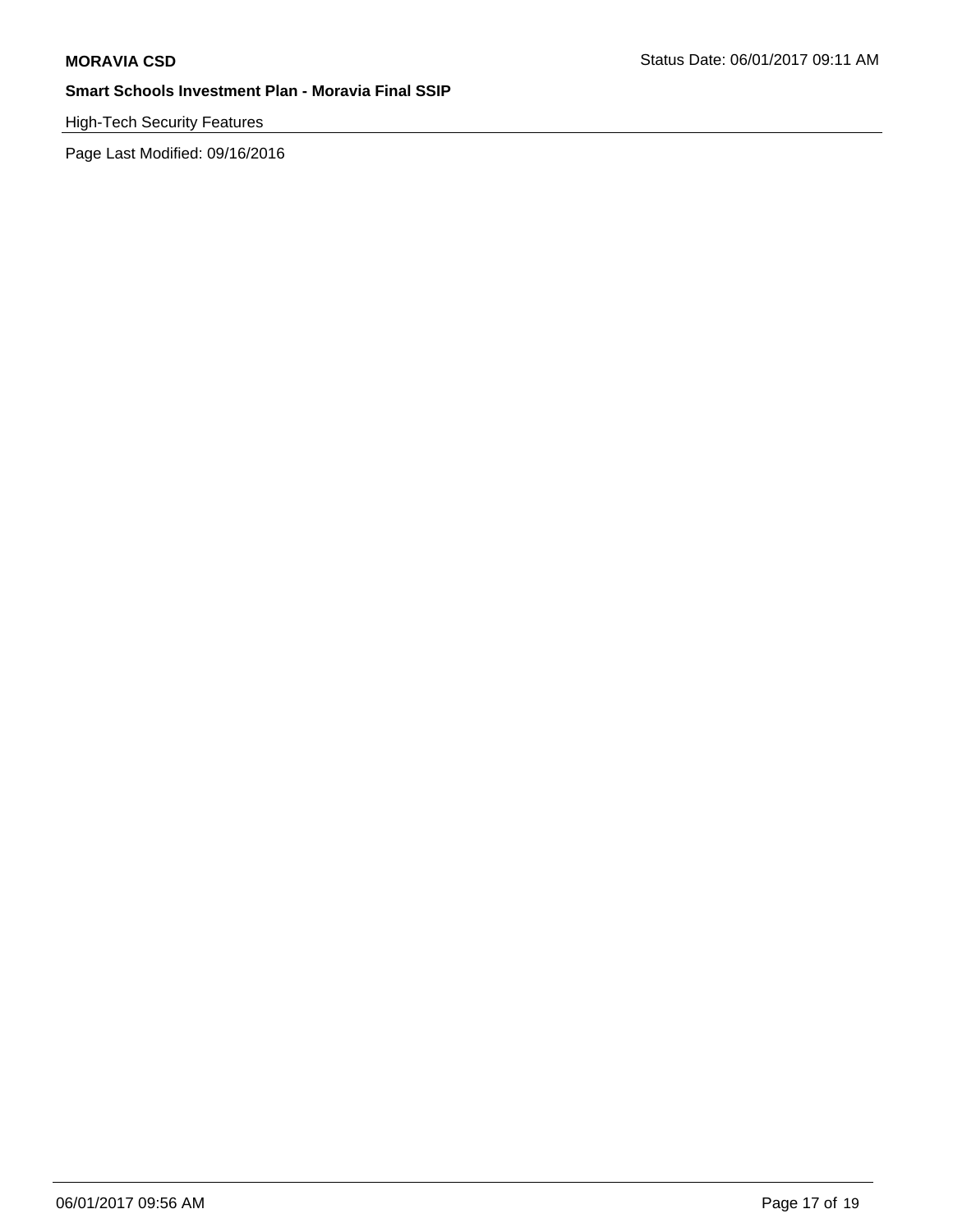High-Tech Security Features

Page Last Modified: 09/16/2016